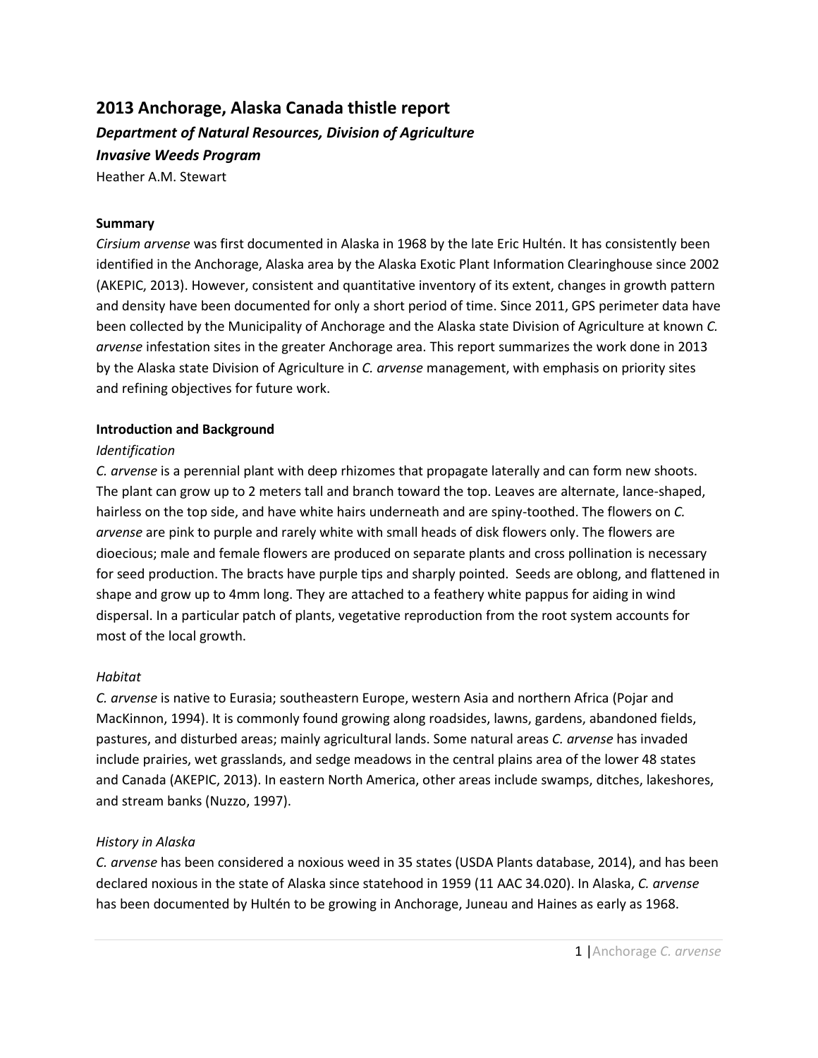# 2013 Anchorage, Alaska Canada thistle report

***Department of Natural Resources, Division of Agriculture***

***Invasive Weeds Program***

Heather A.M. Stewart

**Summary**

*Cirsium arvense* was first documented in Alaska in 1968 by the late Eric Hultén. It has consistently been identified in the Anchorage, Alaska area by the Alaska Exotic Plant Information Clearinghouse since 2002 (AKEPIC, 2013). However, consistent and quantitative inventory of its extent, changes in growth pattern and density have been documented for only a short period of time. Since 2011, GPS perimeter data have been collected by the Municipality of Anchorage and the Alaska state Division of Agriculture at known *C. arvense* infestation sites in the greater Anchorage area. This report summarizes the work done in 2013 by the Alaska state Division of Agriculture in *C. arvense* management, with emphasis on priority sites and refining objectives for future work.

**Introduction and Background**

*Identification*

*C. arvense* is a perennial plant with deep rhizomes that propagate laterally and can form new shoots. The plant can grow up to 2 meters tall and branch toward the top. Leaves are alternate, lance-shaped, hairless on the top side, and have white hairs underneath and are spiny-toothed. The flowers on *C. arvense* are pink to purple and rarely white with small heads of disk flowers only. The flowers are dioecious; male and female flowers are produced on separate plants and cross pollination is necessary for seed production. The bracts have purple tips and sharply pointed. Seeds are oblong, and flattened in shape and grow up to 4mm long. They are attached to a feathery white pappus for aiding in wind dispersal. In a particular patch of plants, vegetative reproduction from the root system accounts for most of the local growth.

*Habitat*

*C. arvense* is native to Eurasia; southeastern Europe, western Asia and northern Africa (Pojar and MacKinnon, 1994). It is commonly found growing along roadsides, lawns, gardens, abandoned fields, pastures, and disturbed areas; mainly agricultural lands. Some natural areas *C. arvense* has invaded include prairies, wet grasslands, and sedge meadows in the central plains area of the lower 48 states and Canada (AKEPIC, 2013). In eastern North America, other areas include swamps, ditches, lakeshores, and stream banks (Nuzzo, 1997).

*History in Alaska*

*C. arvense* has been considered a noxious weed in 35 states (USDA Plants database, 2014), and has been declared noxious in the state of Alaska since statehood in 1959 (11 AAC 34.020). In Alaska, *C. arvense* has been documented by Hultén to be growing in Anchorage, Juneau and Haines as early as 1968.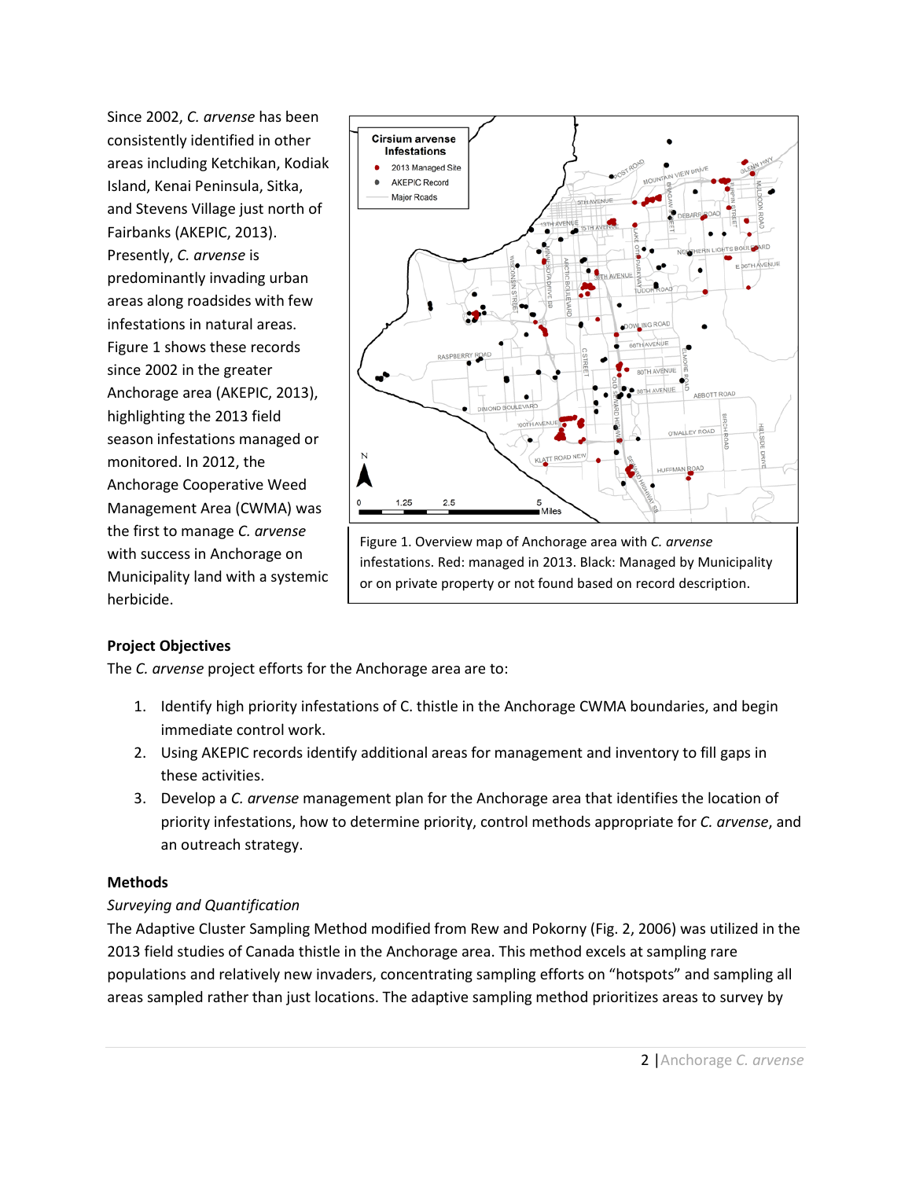Since 2002, *C. arvense* has been consistently identified in other areas including Ketchikan, Kodiak Island, Kenai Peninsula, Sitka, and Stevens Village just north of Fairbanks (AKEPIC, 2013). Presently, *C. arvense* is predominantly invading urban areas along roadsides with few infestations in natural areas. Figure 1 shows these records since 2002 in the greater Anchorage area (AKEPIC, 2013), highlighting the 2013 field season infestations managed or monitored. In 2012, the Anchorage Cooperative Weed Management Area (CWMA) was the first to manage *C. arvense* with success in Anchorage on Municipality land with a systemic herbicide.

Figure 1. Overview map of Anchorage area with *C. arvense* infestations. Red: managed in 2013. Black: Managed by Municipality or on private property or not found based on record description.

**Project Objectives**

The *C. arvense* project efforts for the Anchorage area are to:

1. Identify high priority infestations of C. thistle in the Anchorage CWMA boundaries, and begin immediate control work.
2. Using AKEPIC records identify additional areas for management and inventory to fill gaps in these activities.
3. Develop a *C. arvense* management plan for the Anchorage area that identifies the location of priority infestations, how to determine priority, control methods appropriate for *C. arvense*, and an outreach strategy.

**Methods**

*Surveying and Quantification*

The Adaptive Cluster Sampling Method modified from Rew and Pokorny (Fig. 2, 2006) was utilized in the 2013 field studies of Canada thistle in the Anchorage area. This method excels at sampling rare populations and relatively new invaders, concentrating sampling efforts on "hotspots" and sampling all areas sampled rather than just locations. The adaptive sampling method prioritizes areas to survey by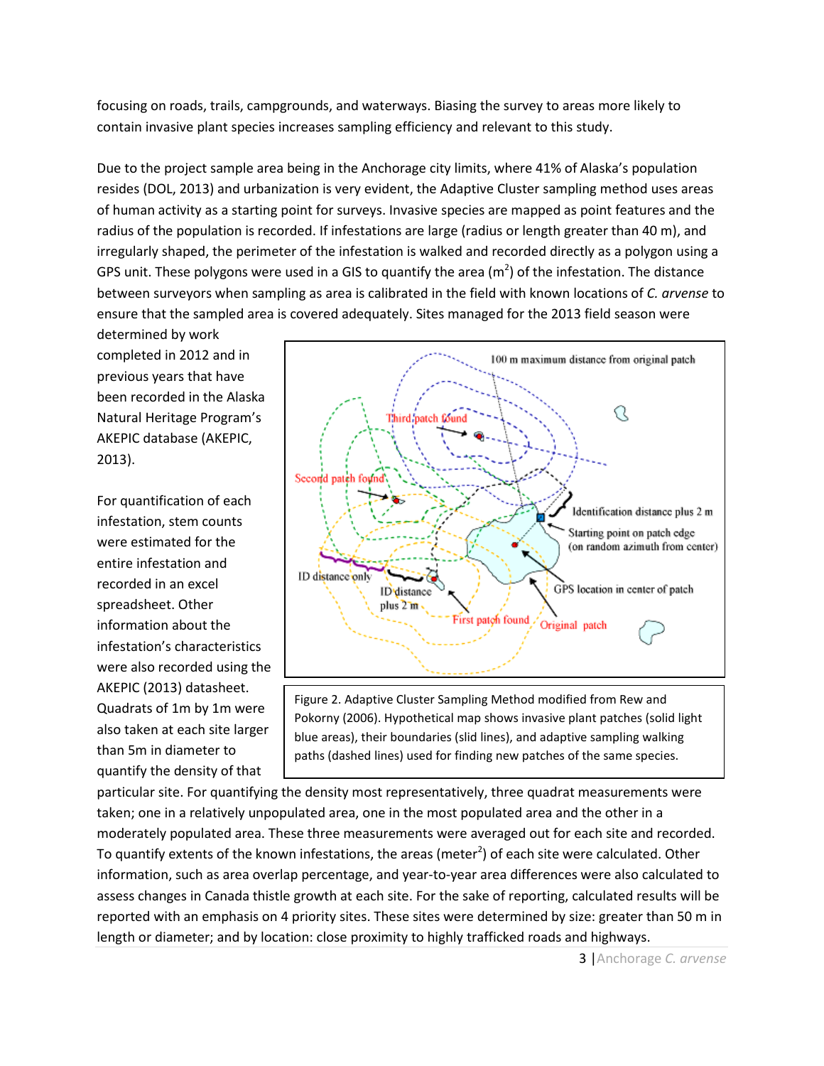focusing on roads, trails, campgrounds, and waterways. Biasing the survey to areas more likely to contain invasive plant species increases sampling efficiency and relevant to this study.

Due to the project sample area being in the Anchorage city limits, where 41% of Alaska's population resides (DOL, 2013) and urbanization is very evident, the Adaptive Cluster sampling method uses areas of human activity as a starting point for surveys. Invasive species are mapped as point features and the radius of the population is recorded. If infestations are large (radius or length greater than 40 m), and irregularly shaped, the perimeter of the infestation is walked and recorded directly as a polygon using a GPS unit. These polygons were used in a GIS to quantify the area ($m^2$) of the infestation. The distance between surveyors when sampling as area is calibrated in the field with known locations of *C. arvense* to ensure that the sampled area is covered adequately. Sites managed for the 2013 field season were determined by work completed in 2012 and in previous years that have been recorded in the Alaska Natural Heritage Program's AKEPIC database (AKEPIC, 2013).

For quantification of each infestation, stem counts were estimated for the entire infestation and recorded in an excel spreadsheet. Other information about the infestation's characteristics were also recorded using the AKEPIC (2013) datasheet. Quadrats of 1m by 1m were also taken at each site larger than 5m in diameter to quantify the density of that particular site. For quantifying the density most representatively, three quadrat measurements were taken; one in a relatively unpopulated area, one in the most populated area and the other in a moderately populated area. These three measurements were averaged out for each site and recorded. To quantify extents of the known infestations, the areas (meter$^2$) of each site were calculated. Other information, such as area overlap percentage, and year-to-year area differences were also calculated to assess changes in Canada thistle growth at each site. For the sake of reporting, calculated results will be reported with an emphasis on 4 priority sites. These sites were determined by size: greater than 50 m in length or diameter; and by location: close proximity to highly trafficked roads and highways.

100 m maximum distance from original patch

Third patch found

Second patch found

Identification distance plus 2 m

Starting point on patch edge (on random azimuth from center)

ID distance only

ID distance plus 2 m

GPS location in center of patch

First patch found

Original patch

Figure 2. Adaptive Cluster Sampling Method modified from Rew and Pokorny (2006). Hypothetical map shows invasive plant patches (solid light blue areas), their boundaries (slid lines), and adaptive sampling walking paths (dashed lines) used for finding new patches of the same species.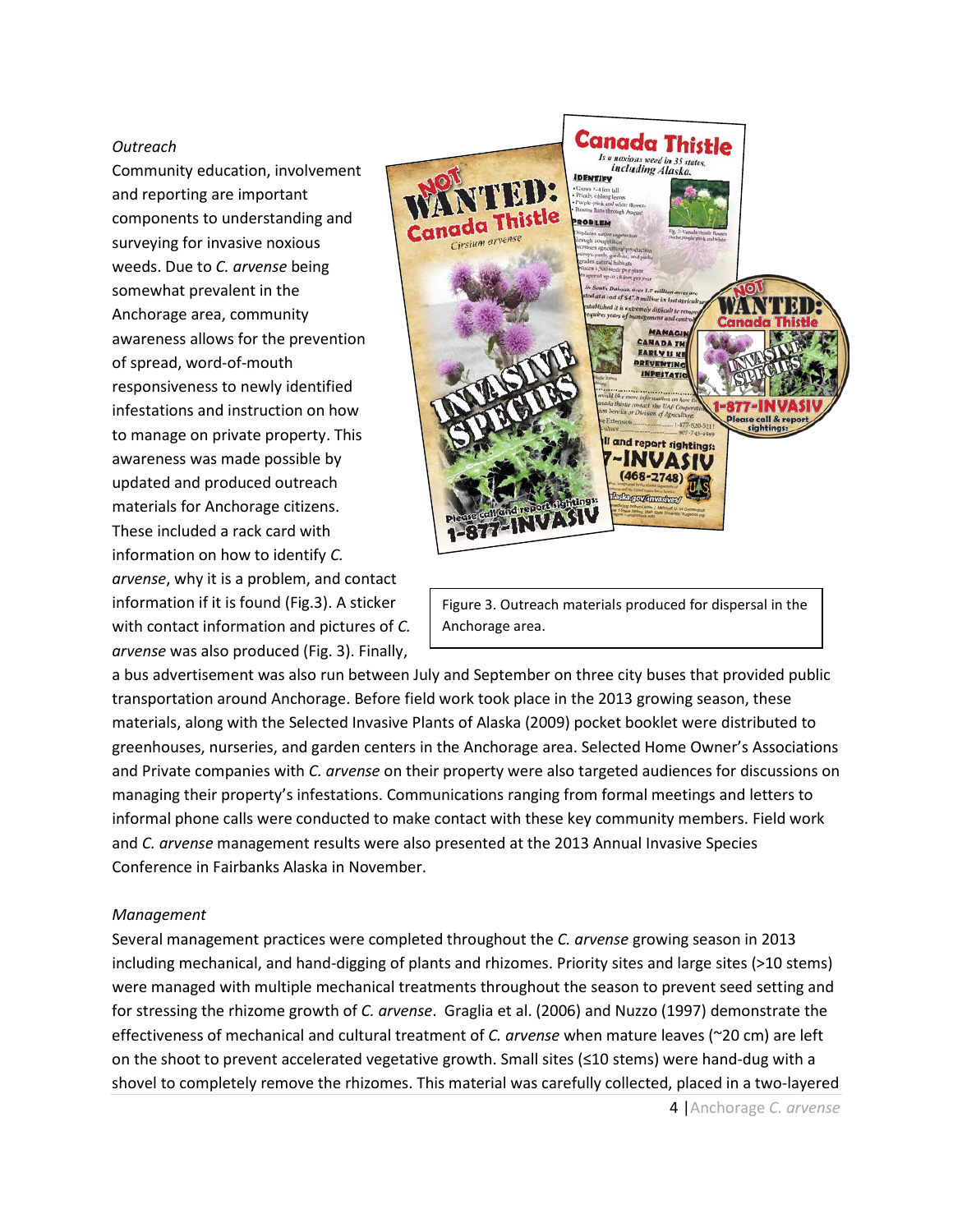*Outreach*

Community education, involvement and reporting are important components to understanding and surveying for invasive noxious weeds. Due to *C. arvense* being somewhat prevalent in the Anchorage area, community awareness allows for the prevention of spread, word-of-mouth responsiveness to newly identified infestations and instruction on how to manage on private property. This awareness was made possible by updated and produced outreach materials for Anchorage citizens. These included a rack card with information on how to identify *C. arvense*, why it is a problem, and contact information if it is found (Fig.3). A sticker with contact information and pictures of *C. arvense* was also produced (Fig. 3). Finally, a bus advertisement was also run between July and September on three city buses that provided public transportation around Anchorage. Before field work took place in the 2013 growing season, these materials, along with the Selected Invasive Plants of Alaska (2009) pocket booklet were distributed to greenhouses, nurseries, and garden centers in the Anchorage area. Selected Home Owner's Associations and Private companies with *C. arvense* on their property were also targeted audiences for discussions on managing their property's infestations. Communications ranging from formal meetings and letters to informal phone calls were conducted to make contact with these key community members. Field work and *C. arvense* management results were also presented at the 2013 Annual Invasive Species Conference in Fairbanks Alaska in November.

Figure 3. Outreach materials produced for dispersal in the Anchorage area.

*Management*

Several management practices were completed throughout the *C. arvense* growing season in 2013 including mechanical, and hand-digging of plants and rhizomes. Priority sites and large sites (>10 stems) were managed with multiple mechanical treatments throughout the season to prevent seed setting and for stressing the rhizome growth of *C. arvense*. Graglia et al. (2006) and Nuzzo (1997) demonstrate the effectiveness of mechanical and cultural treatment of *C. arvense* when mature leaves (~20 cm) are left on the shoot to prevent accelerated vegetative growth. Small sites (≤10 stems) were hand-dug with a shovel to completely remove the rhizomes. This material was carefully collected, placed in a two-layered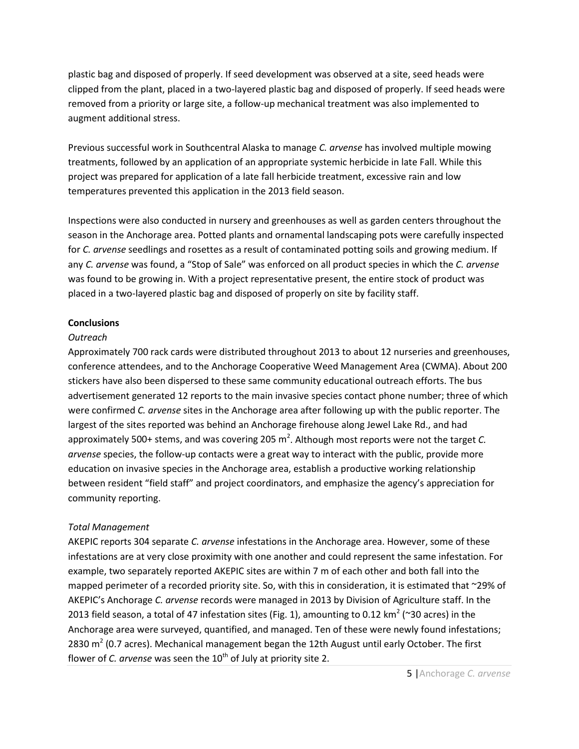plastic bag and disposed of properly. If seed development was observed at a site, seed heads were clipped from the plant, placed in a two-layered plastic bag and disposed of properly. If seed heads were removed from a priority or large site, a follow-up mechanical treatment was also implemented to augment additional stress.

Previous successful work in Southcentral Alaska to manage *C. arvense* has involved multiple mowing treatments, followed by an application of an appropriate systemic herbicide in late Fall. While this project was prepared for application of a late fall herbicide treatment, excessive rain and low temperatures prevented this application in the 2013 field season.

Inspections were also conducted in nursery and greenhouses as well as garden centers throughout the season in the Anchorage area. Potted plants and ornamental landscaping pots were carefully inspected for *C. arvense* seedlings and rosettes as a result of contaminated potting soils and growing medium. If any *C. arvense* was found, a "Stop of Sale" was enforced on all product species in which the *C. arvense* was found to be growing in. With a project representative present, the entire stock of product was placed in a two-layered plastic bag and disposed of properly on site by facility staff.

**Conclusions**

*Outreach*

Approximately 700 rack cards were distributed throughout 2013 to about 12 nurseries and greenhouses, conference attendees, and to the Anchorage Cooperative Weed Management Area (CWMA). About 200 stickers have also been dispersed to these same community educational outreach efforts. The bus advertisement generated 12 reports to the main invasive species contact phone number; three of which were confirmed *C. arvense* sites in the Anchorage area after following up with the public reporter. The largest of the sites reported was behind an Anchorage firehouse along Jewel Lake Rd., and had approximately 500+ stems, and was covering 205 $m^2$. Although most reports were not the target *C. arvense* species, the follow-up contacts were a great way to interact with the public, provide more education on invasive species in the Anchorage area, establish a productive working relationship between resident "field staff" and project coordinators, and emphasize the agency's appreciation for community reporting.

*Total Management*

AKEPIC reports 304 separate *C. arvense* infestations in the Anchorage area. However, some of these infestations are at very close proximity with one another and could represent the same infestation. For example, two separately reported AKEPIC sites are within 7 m of each other and both fall into the mapped perimeter of a recorded priority site. So, with this in consideration, it is estimated that ~29% of AKEPIC's Anchorage *C. arvense* records were managed in 2013 by Division of Agriculture staff. In the 2013 field season, a total of 47 infestation sites (Fig. 1), amounting to 0.12 $km^2$ (~30 acres) in the Anchorage area were surveyed, quantified, and managed. Ten of these were newly found infestations; 2830 $m^2$ (0.7 acres). Mechanical management began the 12th August until early October. The first flower of *C. arvense* was seen the 10th of July at priority site 2.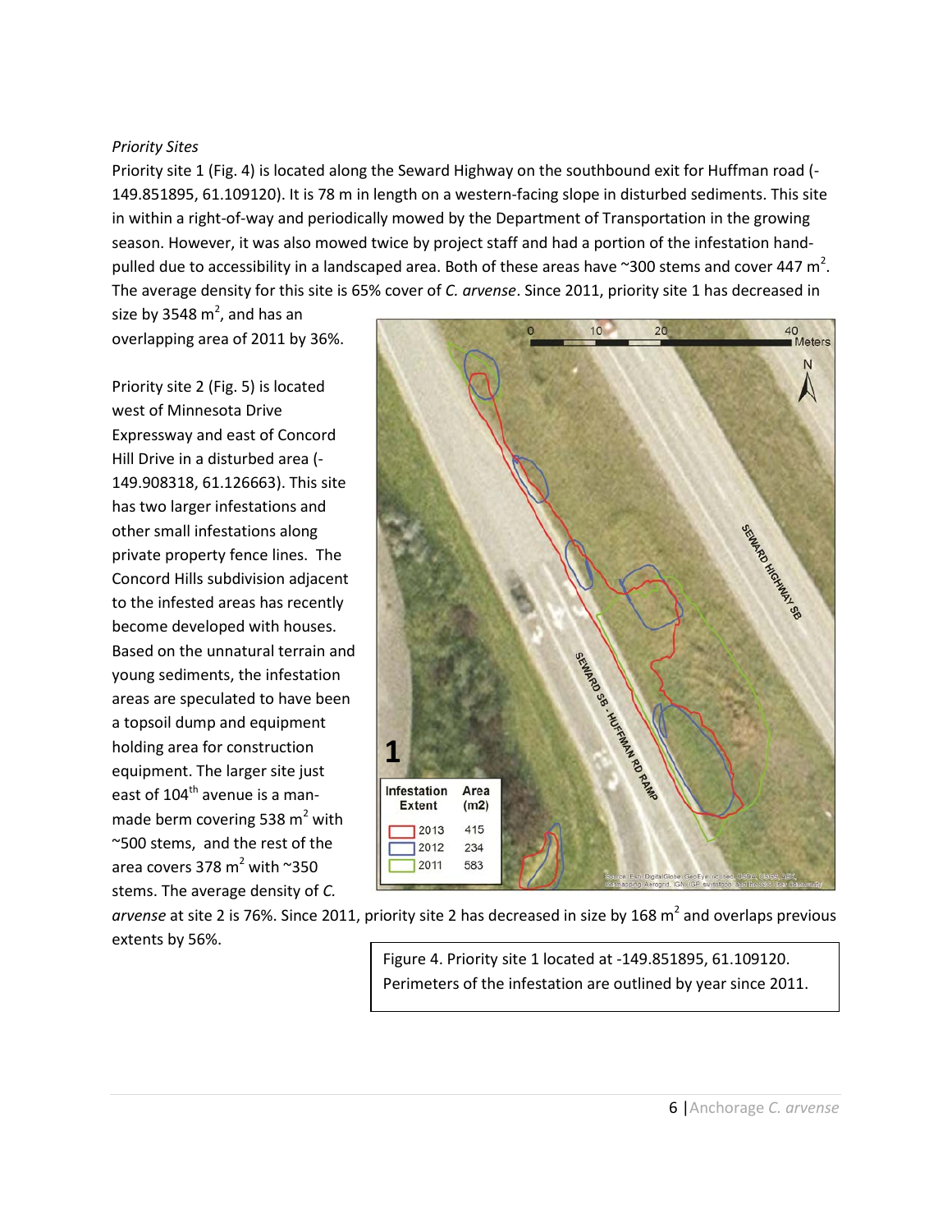*Priority Sites*

Priority site 1 (Fig. 4) is located along the Seward Highway on the southbound exit for Huffman road (-149.851895, 61.109120). It is 78 m in length on a western-facing slope in disturbed sediments. This site in within a right-of-way and periodically mowed by the Department of Transportation in the growing season. However, it was also mowed twice by project staff and had a portion of the infestation hand-pulled due to accessibility in a landscaped area. Both of these areas have ~300 stems and cover 447 $m^2$. The average density for this site is 65% cover of *C. arvense*. Since 2011, priority site 1 has decreased in size by 3548 $m^2$, and has an overlapping area of 2011 by 36%.

Priority site 2 (Fig. 5) is located west of Minnesota Drive Expressway and east of Concord Hill Drive in a disturbed area (-149.908318, 61.126663). This site has two larger infestations and other small infestations along private property fence lines. The Concord Hills subdivision adjacent to the infested areas has recently become developed with houses. Based on the unnatural terrain and young sediments, the infestation areas are speculated to have been a topsoil dump and equipment holding area for construction equipment. The larger site just east of 104th avenue is a man-made berm covering 538 $m^2$ with ~500 stems, and the rest of the area covers 378 $m^2$ with ~350 stems. The average density of *C. arvense* at site 2 is 76%. Since 2011, priority site 2 has decreased in size by 168 $m^2$ and overlaps previous extents by 56%.

| Infestation Extent | Area (m2) |
| --- | --- |
| 2013 | 415 |
| 2012 | 234 |
| 2011 | 583 |

Figure 4. Priority site 1 located at -149.851895, 61.109120. Perimeters of the infestation are outlined by year since 2011.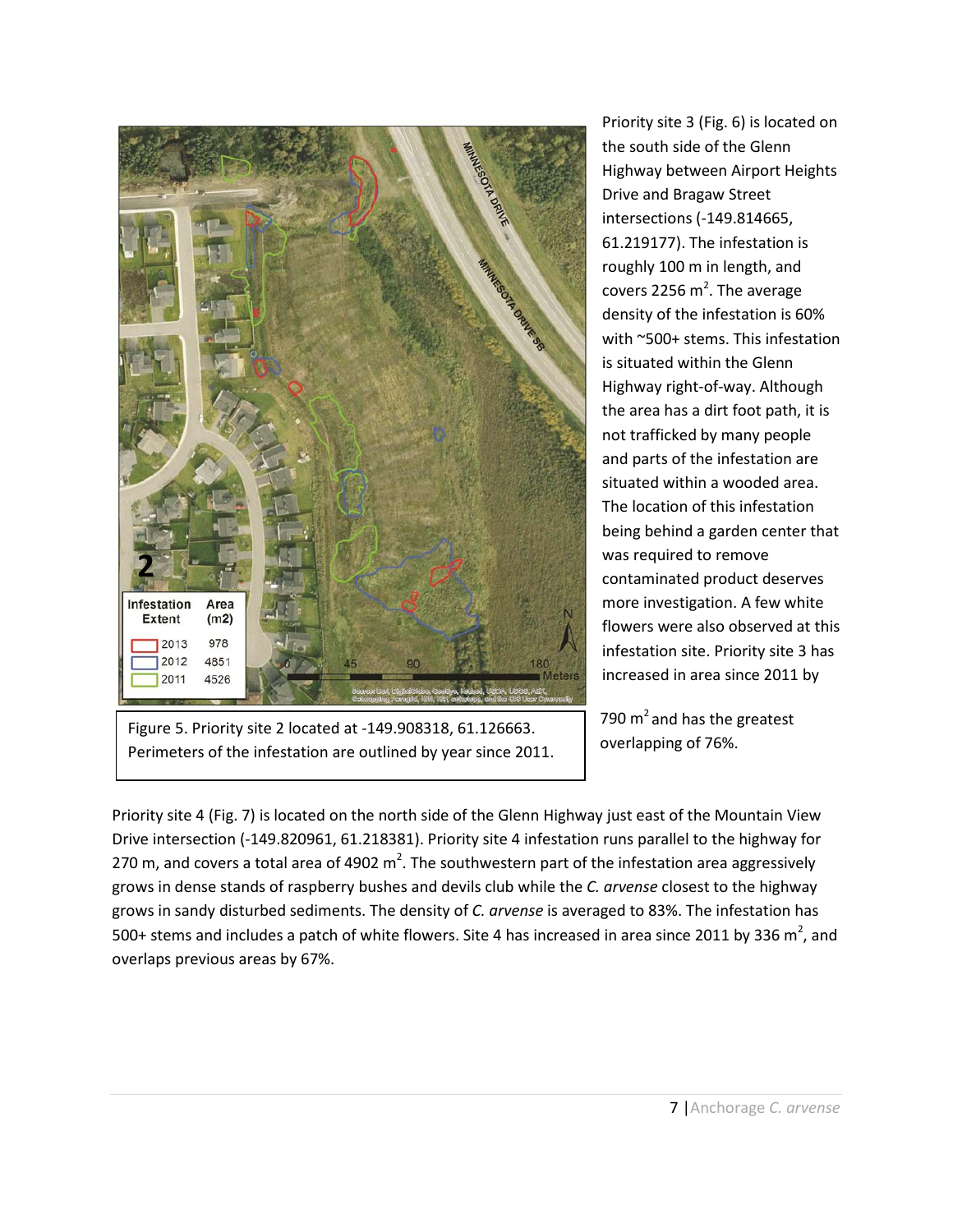Figure 5. Priority site 2 located at -149.908318, 61.126663. Perimeters of the infestation are outlined by year since 2011.

Priority site 3 (Fig. 6) is located on the south side of the Glenn Highway between Airport Heights Drive and Bragaw Street intersections (-149.814665, 61.219177). The infestation is roughly 100 m in length, and covers 2256 $m^2$. The average density of the infestation is 60% with ~500+ stems. This infestation is situated within the Glenn Highway right-of-way. Although the area has a dirt foot path, it is not trafficked by many people and parts of the infestation are situated within a wooded area. The location of this infestation being behind a garden center that was required to remove contaminated product deserves more investigation. A few white flowers were also observed at this infestation site. Priority site 3 has increased in area since 2011 by 790 $m^2$ and has the greatest overlapping of 76%.

Priority site 4 (Fig. 7) is located on the north side of the Glenn Highway just east of the Mountain View Drive intersection (-149.820961, 61.218381). Priority site 4 infestation runs parallel to the highway for 270 m, and covers a total area of 4902 $m^2$. The southwestern part of the infestation area aggressively grows in dense stands of raspberry bushes and devils club while the *C. arvense* closest to the highway grows in sandy disturbed sediments. The density of *C. arvense* is averaged to 83%. The infestation has 500+ stems and includes a patch of white flowers. Site 4 has increased in area since 2011 by 336 $m^2$, and overlaps previous areas by 67%.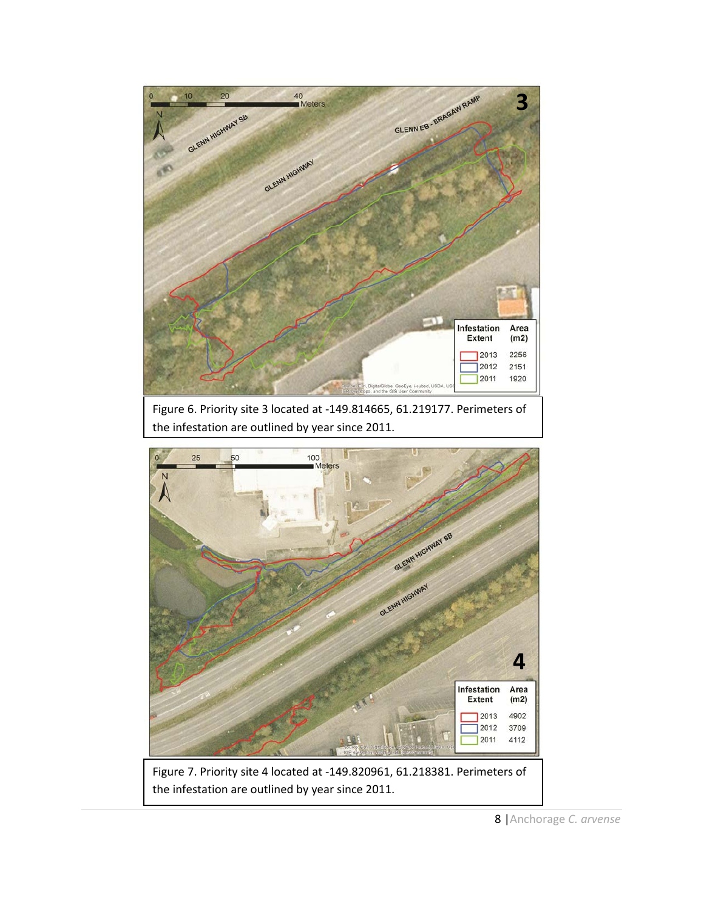Figure 6. Priority site 3 located at -149.814665, 61.219177. Perimeters of the infestation are outlined by year since 2011.

Figure 7. Priority site 4 located at -149.820961, 61.218381. Perimeters of the infestation are outlined by year since 2011.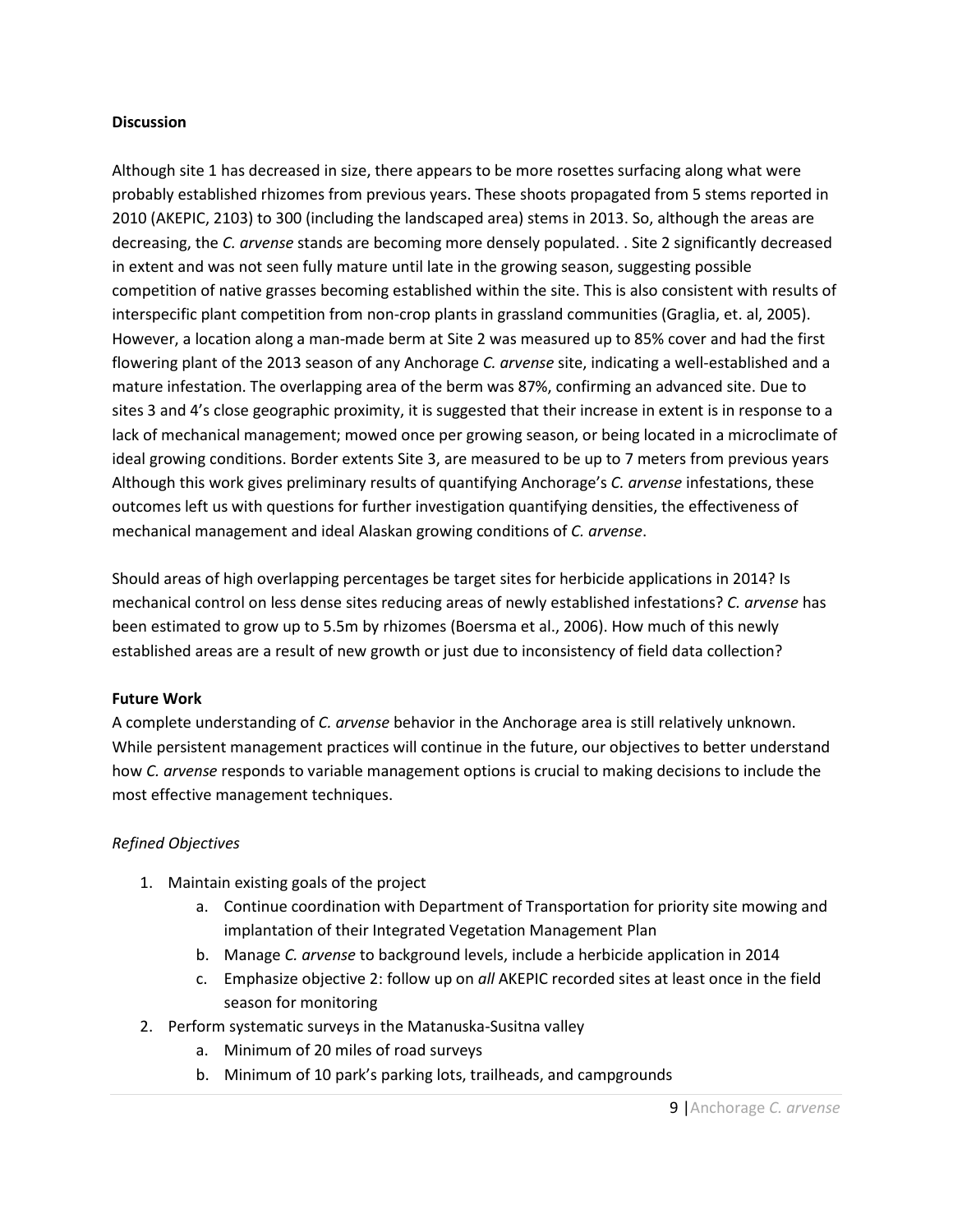**Discussion**

Although site 1 has decreased in size, there appears to be more rosettes surfacing along what were probably established rhizomes from previous years. These shoots propagated from 5 stems reported in 2010 (AKEPIC, 2103) to 300 (including the landscaped area) stems in 2013. So, although the areas are decreasing, the *C. arvense* stands are becoming more densely populated. . Site 2 significantly decreased in extent and was not seen fully mature until late in the growing season, suggesting possible competition of native grasses becoming established within the site. This is also consistent with results of interspecific plant competition from non-crop plants in grassland communities (Graglia, et. al, 2005). However, a location along a man-made berm at Site 2 was measured up to 85% cover and had the first flowering plant of the 2013 season of any Anchorage *C. arvense* site, indicating a well-established and a mature infestation. The overlapping area of the berm was 87%, confirming an advanced site. Due to sites 3 and 4's close geographic proximity, it is suggested that their increase in extent is in response to a lack of mechanical management; mowed once per growing season, or being located in a microclimate of ideal growing conditions. Border extents Site 3, are measured to be up to 7 meters from previous years Although this work gives preliminary results of quantifying Anchorage's *C. arvense* infestations, these outcomes left us with questions for further investigation quantifying densities, the effectiveness of mechanical management and ideal Alaskan growing conditions of *C. arvense*.

Should areas of high overlapping percentages be target sites for herbicide applications in 2014? Is mechanical control on less dense sites reducing areas of newly established infestations? *C. arvense* has been estimated to grow up to 5.5m by rhizomes (Boersma et al., 2006). How much of this newly established areas are a result of new growth or just due to inconsistency of field data collection?

**Future Work**

A complete understanding of *C. arvense* behavior in the Anchorage area is still relatively unknown. While persistent management practices will continue in the future, our objectives to better understand how *C. arvense* responds to variable management options is crucial to making decisions to include the most effective management techniques.

*Refined Objectives*

1. Maintain existing goals of the project
    a. Continue coordination with Department of Transportation for priority site mowing and implantation of their Integrated Vegetation Management Plan
    b. Manage *C. arvense* to background levels, include a herbicide application in 2014
    c. Emphasize objective 2: follow up on *all* AKEPIC recorded sites at least once in the field season for monitoring
2. Perform systematic surveys in the Matanuska-Susitna valley
    a. Minimum of 20 miles of road surveys
    b. Minimum of 10 park's parking lots, trailheads, and campgrounds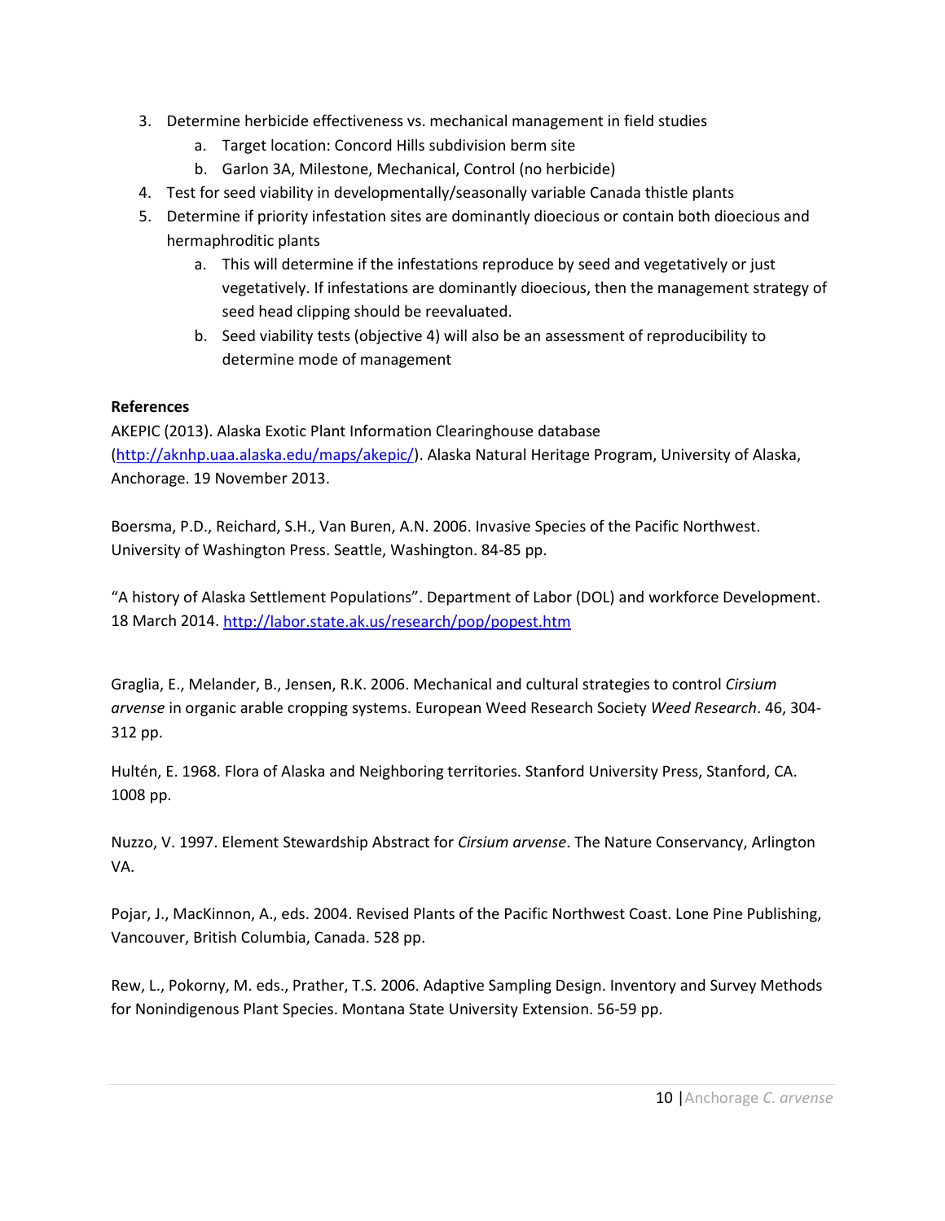3. Determine herbicide effectiveness vs. mechanical management in field studies
    a. Target location: Concord Hills subdivision berm site
    b. Garlon 3A, Milestone, Mechanical, Control (no herbicide)
4. Test for seed viability in developmentally/seasonally variable Canada thistle plants
5. Determine if priority infestation sites are dominantly dioecious or contain both dioecious and hermaphroditic plants
    a. This will determine if the infestations reproduce by seed and vegetatively or just vegetatively. If infestations are dominantly dioecious, then the management strategy of seed head clipping should be reevaluated.
    b. Seed viability tests (objective 4) will also be an assessment of reproducibility to determine mode of management

**References**

AKEPIC (2013). Alaska Exotic Plant Information Clearinghouse database (http://aknhp.uaa.alaska.edu/maps/akepic/). Alaska Natural Heritage Program, University of Alaska, Anchorage. 19 November 2013.

Boersma, P.D., Reichard, S.H., Van Buren, A.N. 2006. Invasive Species of the Pacific Northwest. University of Washington Press. Seattle, Washington. 84-85 pp.

"A history of Alaska Settlement Populations". Department of Labor (DOL) and workforce Development. 18 March 2014. http://labor.state.ak.us/research/pop/popest.htm

Graglia, E., Melander, B., Jensen, R.K. 2006. Mechanical and cultural strategies to control *Cirsium arvense* in organic arable cropping systems. European Weed Research Society *Weed Research*. 46, 304-312 pp.

Hultén, E. 1968. Flora of Alaska and Neighboring territories. Stanford University Press, Stanford, CA. 1008 pp.

Nuzzo, V. 1997. Element Stewardship Abstract for *Cirsium arvense*. The Nature Conservancy, Arlington VA.

Pojar, J., MacKinnon, A., eds. 2004. Revised Plants of the Pacific Northwest Coast. Lone Pine Publishing, Vancouver, British Columbia, Canada. 528 pp.

Rew, L., Pokorny, M. eds., Prather, T.S. 2006. Adaptive Sampling Design. Inventory and Survey Methods for Nonindigenous Plant Species. Montana State University Extension. 56-59 pp.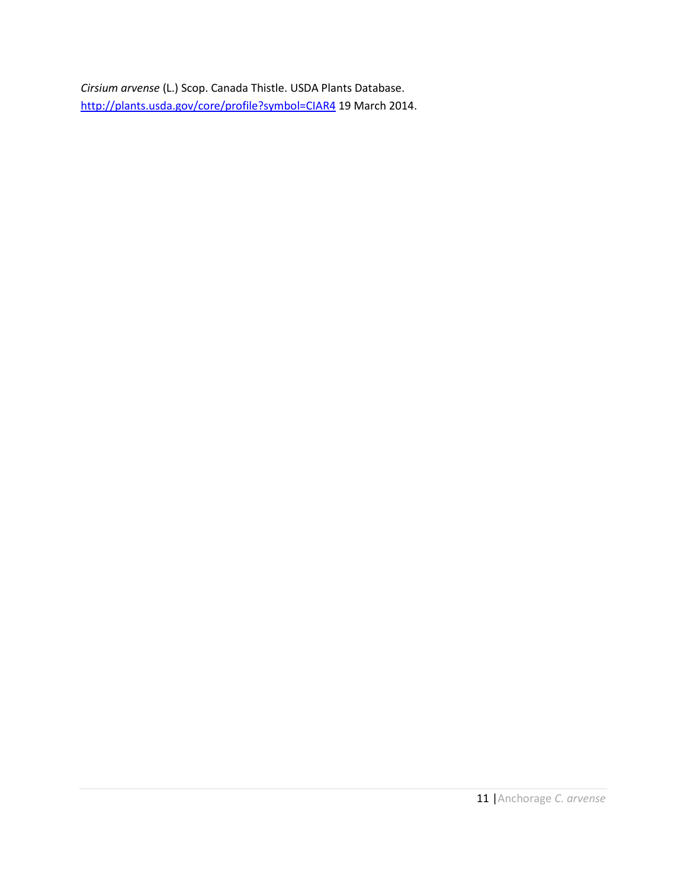*Cirsium arvense* (L.) Scop. Canada Thistle. USDA Plants Database. http://plants.usda.gov/core/profile?symbol=CIAR4 19 March 2014.